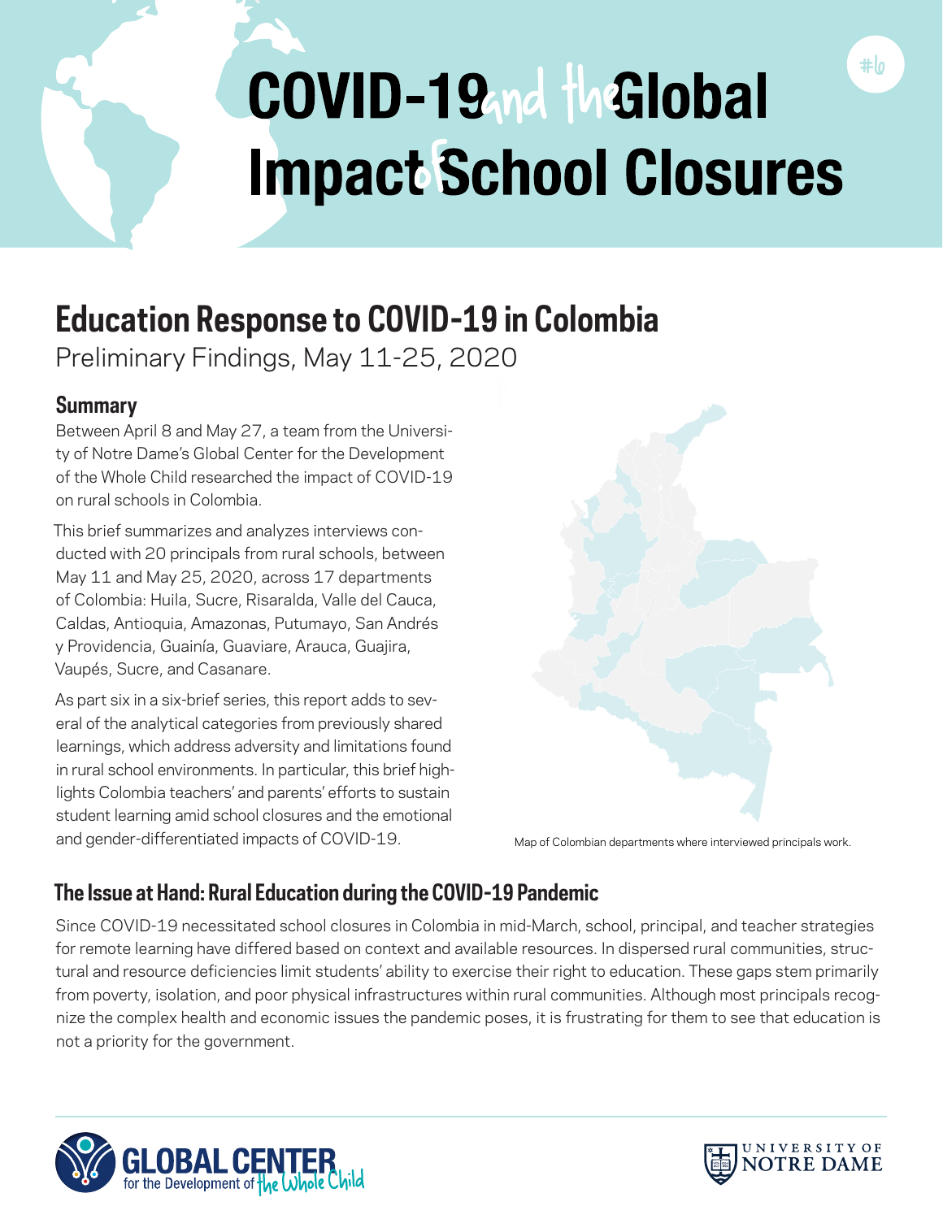# COVID-19 and the Global Impact of School Closures

#6

## Education Response to COVID-19 in Colombia

Preliminary Findings, May 11-25, 2020

### Summary

Between April 8 and May 27, a team from the University of Notre Dame's Global Center for the Development of the Whole Child researched the impact of COVID-19 on rural schools in Colombia.

This brief summarizes and analyzes interviews conducted with 20 principals from rural schools, between May 11 and May 25, 2020, across 17 departments of Colombia: Huila, Sucre, Risaralda, Valle del Cauca, Caldas, Antioquia, Amazonas, Putumayo, San Andrés y Providencia, Guainía, Guaviare, Arauca, Guajira, Vaupés, Sucre, and Casanare.

As part six in a six-brief series, this report adds to several of the analytical categories from previously shared learnings, which address adversity and limitations found in rural school environments. In particular, this brief highlights Colombia teachers' and parents' efforts to sustain student learning amid school closures and the emotional and gender-differentiated impacts of COVID-19.

Map of Colombian departments where interviewed principals work.

### The Issue at Hand: Rural Education during the COVID-19 Pandemic

Since COVID-19 necessitated school closures in Colombia in mid-March, school, principal, and teacher strategies for remote learning have differed based on context and available resources. In dispersed rural communities, structural and resource deficiencies limit students' ability to exercise their right to education. These gaps stem primarily from poverty, isolation, and poor physical infrastructures within rural communities. Although most principals recognize the complex health and economic issues the pandemic poses, it is frustrating for them to see that education is not a priority for the government.

GLOBAL CENTER for the Development of the Whole Child

UNIVERSITY OF NOTRE DAME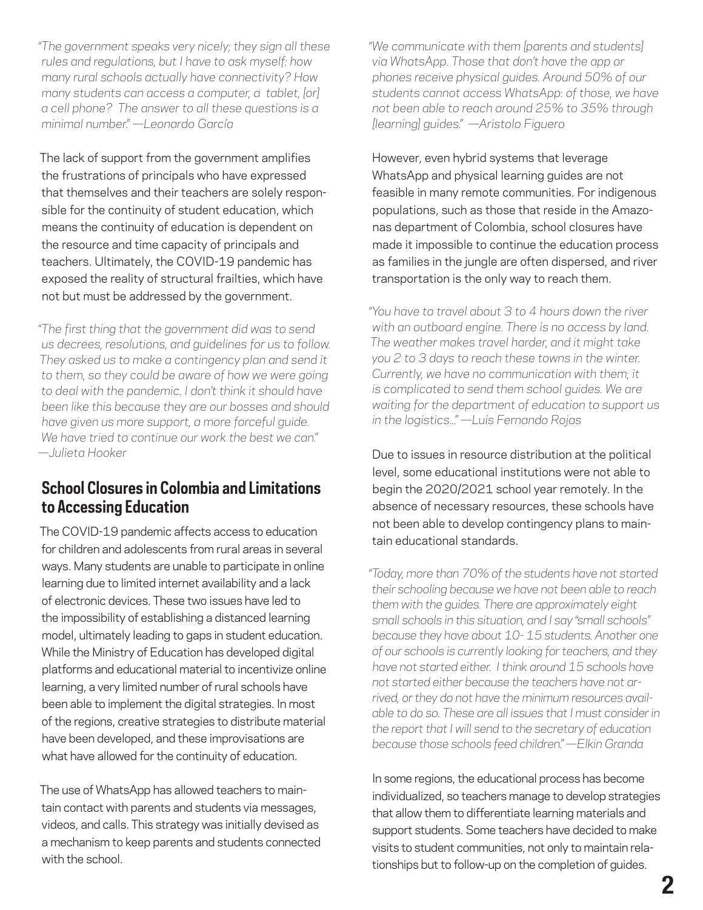*"The government speaks very nicely; they sign all these rules and regulations, but I have to ask myself: how many rural schools actually have connectivity? How many students can access a computer, a tablet, [or] a cell phone? The answer to all these questions is a minimal number." —Leonardo García*

The lack of support from the government amplifies the frustrations of principals who have expressed that themselves and their teachers are solely responsible for the continuity of student education, which means the continuity of education is dependent on the resource and time capacity of principals and teachers. Ultimately, the COVID-19 pandemic has exposed the reality of structural frailties, which have not but must be addressed by the government.

*"The first thing that the government did was to send us decrees, resolutions, and guidelines for us to follow. They asked us to make a contingency plan and send it to them, so they could be aware of how we were going to deal with the pandemic. I don't think it should have been like this because they are our bosses and should have given us more support, a more forceful guide. We have tried to continue our work the best we can." —Julieta Hooker*

## School Closures in Colombia and Limitations to Accessing Education

The COVID-19 pandemic affects access to education for children and adolescents from rural areas in several ways. Many students are unable to participate in online learning due to limited internet availability and a lack of electronic devices. These two issues have led to the impossibility of establishing a distanced learning model, ultimately leading to gaps in student education. While the Ministry of Education has developed digital platforms and educational material to incentivize online learning, a very limited number of rural schools have been able to implement the digital strategies. In most of the regions, creative strategies to distribute material have been developed, and these improvisations are what have allowed for the continuity of education.

The use of WhatsApp has allowed teachers to maintain contact with parents and students via messages, videos, and calls. This strategy was initially devised as a mechanism to keep parents and students connected with the school.

*"We communicate with them [parents and students] via WhatsApp. Those that don't have the app or phones receive physical guides. Around 50% of our students cannot access WhatsApp: of those, we have not been able to reach around 25% to 35% through [learning] guides." —Aristolo Figuero*

However, even hybrid systems that leverage WhatsApp and physical learning guides are not feasible in many remote communities. For indigenous populations, such as those that reside in the Amazonas department of Colombia, school closures have made it impossible to continue the education process as families in the jungle are often dispersed, and river transportation is the only way to reach them.

*"You have to travel about 3 to 4 hours down the river with an outboard engine. There is no access by land. The weather makes travel harder, and it might take you 2 to 3 days to reach these towns in the winter. Currently, we have no communication with them; it is complicated to send them school guides. We are waiting for the department of education to support us in the logistics..." —Luis Fernando Rojas*

Due to issues in resource distribution at the political level, some educational institutions were not able to begin the 2020/2021 school year remotely. In the absence of necessary resources, these schools have not been able to develop contingency plans to maintain educational standards.

*"Today, more than 70% of the students have not started their schooling because we have not been able to reach them with the guides. There are approximately eight small schools in this situation, and I say "small schools" because they have about 10- 15 students. Another one of our schools is currently looking for teachers, and they have not started either. I think around 15 schools have not started either because the teachers have not arrived, or they do not have the minimum resources available to do so. These are all issues that I must consider in the report that I will send to the secretary of education because those schools feed children." —Elkin Granda*

In some regions, the educational process has become individualized, so teachers manage to develop strategies that allow them to differentiate learning materials and support students. Some teachers have decided to make visits to student communities, not only to maintain relationships but to follow-up on the completion of guides.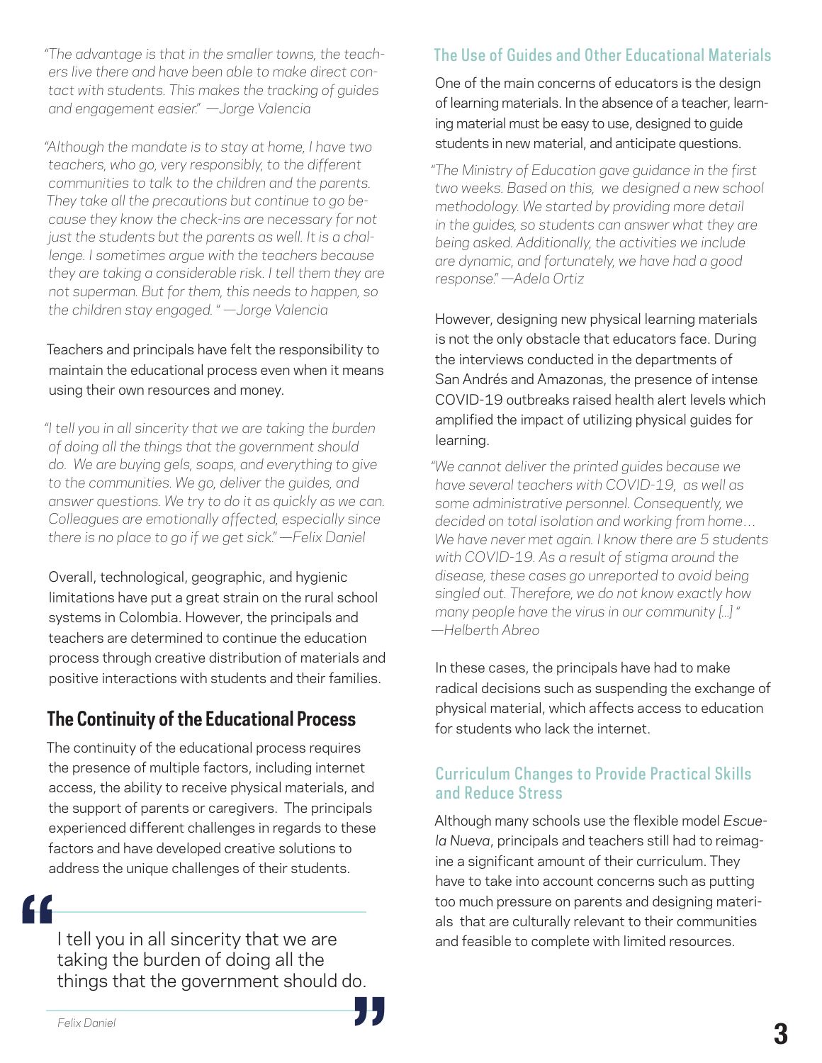*"The advantage is that in the smaller towns, the teachers live there and have been able to make direct contact with students. This makes the tracking of guides and engagement easier." —Jorge Valencia*

*"Although the mandate is to stay at home, I have two teachers, who go, very responsibly, to the different communities to talk to the children and the parents. They take all the precautions but continue to go because they know the check-ins are necessary for not just the students but the parents as well. It is a challenge. I sometimes argue with the teachers because they are taking a considerable risk. I tell them they are not superman. But for them, this needs to happen, so the children stay engaged. " —Jorge Valencia*

Teachers and principals have felt the responsibility to maintain the educational process even when it means using their own resources and money.

*"I tell you in all sincerity that we are taking the burden of doing all the things that the government should do. We are buying gels, soaps, and everything to give to the communities. We go, deliver the guides, and answer questions. We try to do it as quickly as we can. Colleagues are emotionally affected, especially since there is no place to go if we get sick." —Felix Daniel*

Overall, technological, geographic, and hygienic limitations have put a great strain on the rural school systems in Colombia. However, the principals and teachers are determined to continue the education process through creative distribution of materials and positive interactions with students and their families.

## The Continuity of the Educational Process

The continuity of the educational process requires the presence of multiple factors, including internet access, the ability to receive physical materials, and the support of parents or caregivers. The principals experienced different challenges in regards to these factors and have developed creative solutions to address the unique challenges of their students.

> "I tell you in all sincerity that we are taking the burden of doing all the things that the government should do."
>
> *Felix Daniel*

### The Use of Guides and Other Educational Materials

One of the main concerns of educators is the design of learning materials. In the absence of a teacher, learning material must be easy to use, designed to guide students in new material, and anticipate questions.

*"The Ministry of Education gave guidance in the first two weeks. Based on this, we designed a new school methodology. We started by providing more detail in the guides, so students can answer what they are being asked. Additionally, the activities we include are dynamic, and fortunately, we have had a good response." —Adela Ortiz*

However, designing new physical learning materials is not the only obstacle that educators face. During the interviews conducted in the departments of San Andrés and Amazonas, the presence of intense COVID-19 outbreaks raised health alert levels which amplified the impact of utilizing physical guides for learning.

*"We cannot deliver the printed guides because we have several teachers with COVID-19, as well as some administrative personnel. Consequently, we decided on total isolation and working from home… We have never met again. I know there are 5 students with COVID-19. As a result of stigma around the disease, these cases go unreported to avoid being singled out. Therefore, we do not know exactly how many people have the virus in our community […] " —Helberth Abreo*

In these cases, the principals have had to make radical decisions such as suspending the exchange of physical material, which affects access to education for students who lack the internet.

### Curriculum Changes to Provide Practical Skills and Reduce Stress

Although many schools use the flexible model *Escuela Nueva*, principals and teachers still had to reimagine a significant amount of their curriculum. They have to take into account concerns such as putting too much pressure on parents and designing materials that are culturally relevant to their communities and feasible to complete with limited resources.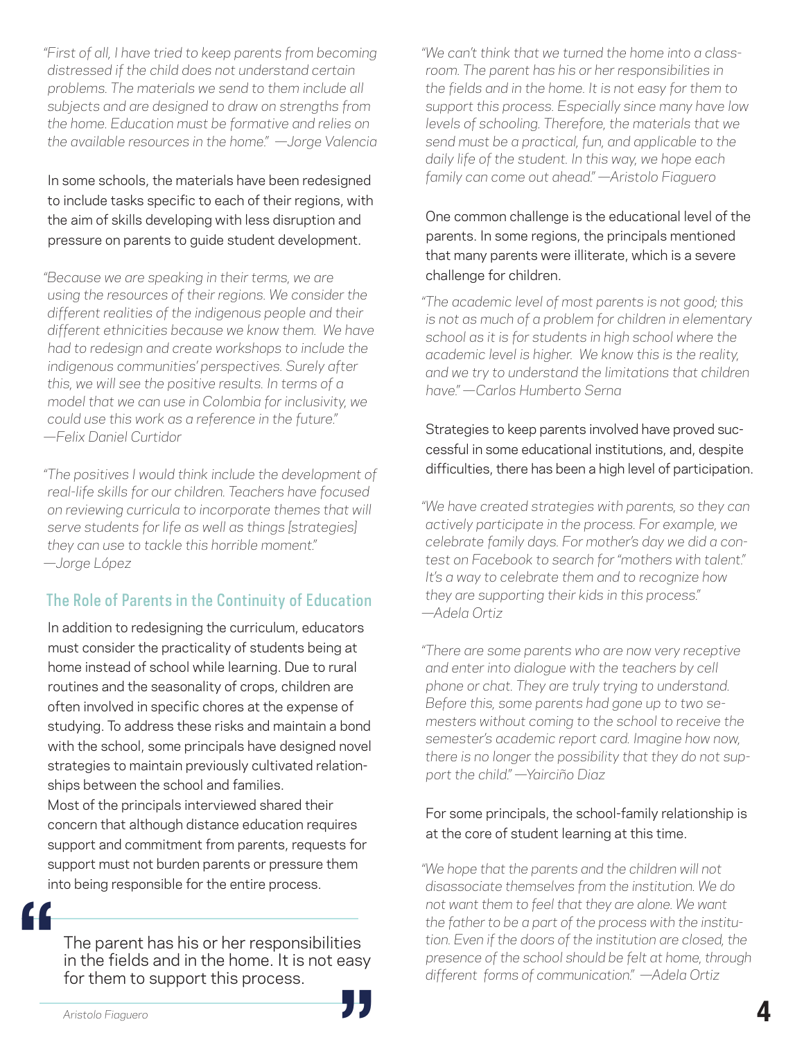*"First of all, I have tried to keep parents from becoming distressed if the child does not understand certain problems. The materials we send to them include all subjects and are designed to draw on strengths from the home. Education must be formative and relies on the available resources in the home." —Jorge Valencia*

In some schools, the materials have been redesigned to include tasks specific to each of their regions, with the aim of skills developing with less disruption and pressure on parents to guide student development.

*"Because we are speaking in their terms, we are using the resources of their regions. We consider the different realities of the indigenous people and their different ethnicities because we know them. We have had to redesign and create workshops to include the indigenous communities' perspectives. Surely after this, we will see the positive results. In terms of a model that we can use in Colombia for inclusivity, we could use this work as a reference in the future." —Felix Daniel Curtidor*

*"The positives I would think include the development of real-life skills for our children. Teachers have focused on reviewing curricula to incorporate themes that will serve students for life as well as things [strategies] they can use to tackle this horrible moment." —Jorge López*

## The Role of Parents in the Continuity of Education

In addition to redesigning the curriculum, educators must consider the practicality of students being at home instead of school while learning. Due to rural routines and the seasonality of crops, children are often involved in specific chores at the expense of studying. To address these risks and maintain a bond with the school, some principals have designed novel strategies to maintain previously cultivated relationships between the school and families.

Most of the principals interviewed shared their concern that although distance education requires support and commitment from parents, requests for support must not burden parents or pressure them into being responsible for the entire process.

> The parent has his or her responsibilities in the fields and in the home. It is not easy for them to support this process.
>
> *Aristolo Fiaguero*

*"We can't think that we turned the home into a classroom. The parent has his or her responsibilities in the fields and in the home. It is not easy for them to support this process. Especially since many have low levels of schooling. Therefore, the materials that we send must be a practical, fun, and applicable to the daily life of the student. In this way, we hope each family can come out ahead." —Aristolo Fiaguero*

One common challenge is the educational level of the parents. In some regions, the principals mentioned that many parents were illiterate, which is a severe challenge for children.

*"The academic level of most parents is not good; this is not as much of a problem for children in elementary school as it is for students in high school where the academic level is higher. We know this is the reality, and we try to understand the limitations that children have." —Carlos Humberto Serna*

Strategies to keep parents involved have proved successful in some educational institutions, and, despite difficulties, there has been a high level of participation.

*"We have created strategies with parents, so they can actively participate in the process. For example, we celebrate family days. For mother's day we did a contest on Facebook to search for "mothers with talent." It's a way to celebrate them and to recognize how they are supporting their kids in this process." —Adela Ortiz*

*"There are some parents who are now very receptive and enter into dialogue with the teachers by cell phone or chat. They are truly trying to understand. Before this, some parents had gone up to two semesters without coming to the school to receive the semester's academic report card. Imagine how now, there is no longer the possibility that they do not support the child." —Yairciño Diaz*

For some principals, the school-family relationship is at the core of student learning at this time.

*"We hope that the parents and the children will not disassociate themselves from the institution. We do not want them to feel that they are alone. We want the father to be a part of the process with the institution. Even if the doors of the institution are closed, the presence of the school should be felt at home, through different forms of communication." —Adela Ortiz*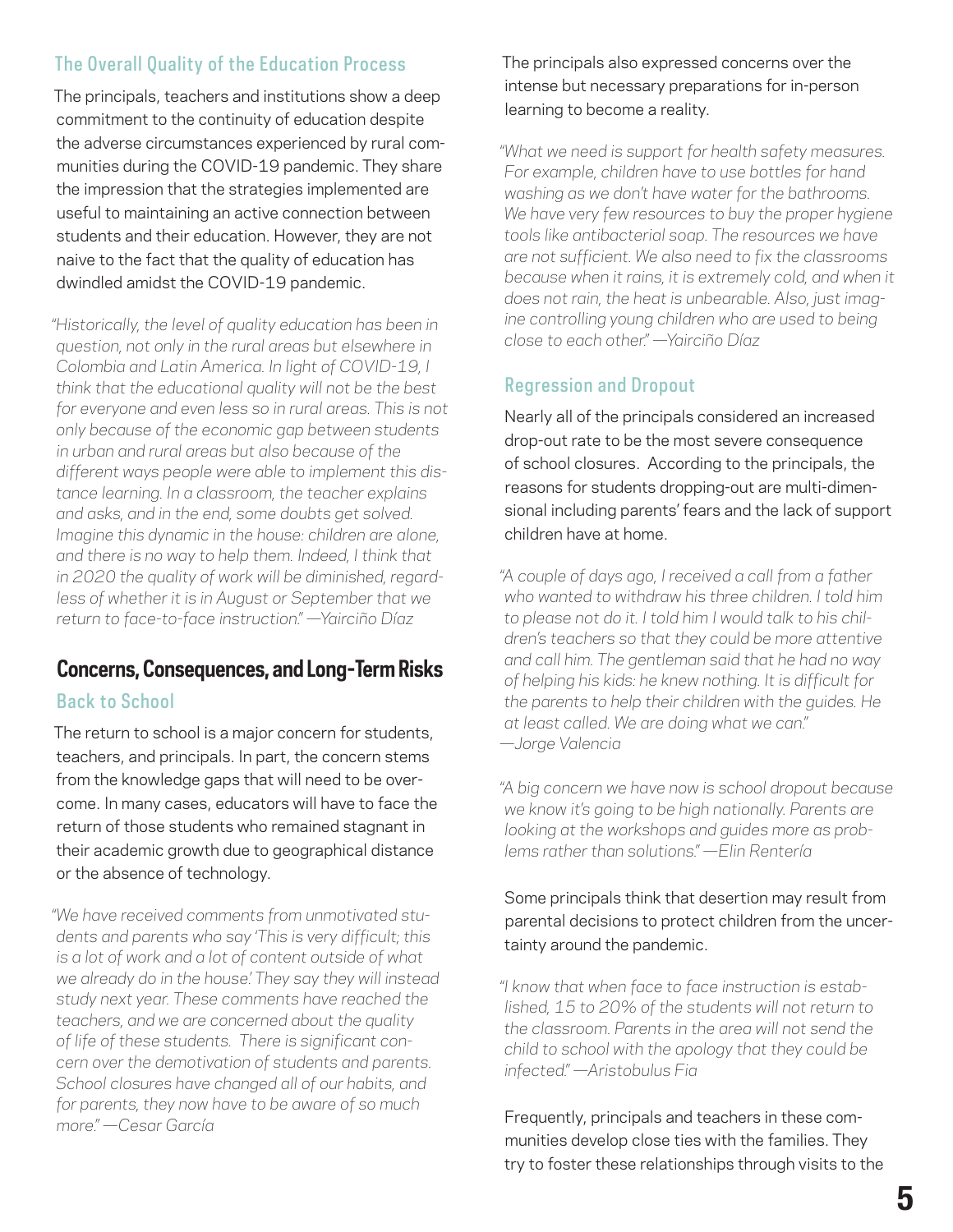### The Overall Quality of the Education Process

The principals, teachers and institutions show a deep commitment to the continuity of education despite the adverse circumstances experienced by rural communities during the COVID-19 pandemic. They share the impression that the strategies implemented are useful to maintaining an active connection between students and their education. However, they are not naive to the fact that the quality of education has dwindled amidst the COVID-19 pandemic.

*"Historically, the level of quality education has been in question, not only in the rural areas but elsewhere in Colombia and Latin America. In light of COVID-19, I think that the educational quality will not be the best for everyone and even less so in rural areas. This is not only because of the economic gap between students in urban and rural areas but also because of the different ways people were able to implement this distance learning. In a classroom, the teacher explains and asks, and in the end, some doubts get solved. Imagine this dynamic in the house: children are alone, and there is no way to help them. Indeed, I think that in 2020 the quality of work will be diminished, regardless of whether it is in August or September that we return to face-to-face instruction." —Yairciño Díaz*

## Concerns, Consequences, and Long-Term Risks

### Back to School

The return to school is a major concern for students, teachers, and principals. In part, the concern stems from the knowledge gaps that will need to be overcome. In many cases, educators will have to face the return of those students who remained stagnant in their academic growth due to geographical distance or the absence of technology.

*"We have received comments from unmotivated students and parents who say 'This is very difficult; this is a lot of work and a lot of content outside of what we already do in the house.' They say they will instead study next year. These comments have reached the teachers, and we are concerned about the quality of life of these students. There is significant concern over the demotivation of students and parents. School closures have changed all of our habits, and for parents, they now have to be aware of so much more." —Cesar García*

The principals also expressed concerns over the intense but necessary preparations for in-person learning to become a reality.

*"What we need is support for health safety measures. For example, children have to use bottles for hand washing as we don't have water for the bathrooms. We have very few resources to buy the proper hygiene tools like antibacterial soap. The resources we have are not sufficient. We also need to fix the classrooms because when it rains, it is extremely cold, and when it does not rain, the heat is unbearable. Also, just imagine controlling young children who are used to being close to each other." —Yairciño Díaz*

### Regression and Dropout

Nearly all of the principals considered an increased drop-out rate to be the most severe consequence of school closures. According to the principals, the reasons for students dropping-out are multi-dimensional including parents' fears and the lack of support children have at home.

*"A couple of days ago, I received a call from a father who wanted to withdraw his three children. I told him to please not do it. I told him I would talk to his children's teachers so that they could be more attentive and call him. The gentleman said that he had no way of helping his kids: he knew nothing. It is difficult for the parents to help their children with the guides. He at least called. We are doing what we can." —Jorge Valencia*

*"A big concern we have now is school dropout because we know it's going to be high nationally. Parents are looking at the workshops and guides more as problems rather than solutions." —Elin Rentería*

Some principals think that desertion may result from parental decisions to protect children from the uncertainty around the pandemic.

*"I know that when face to face instruction is established, 15 to 20% of the students will not return to the classroom. Parents in the area will not send the child to school with the apology that they could be infected." —Aristobulus Fia*

Frequently, principals and teachers in these communities develop close ties with the families. They try to foster these relationships through visits to the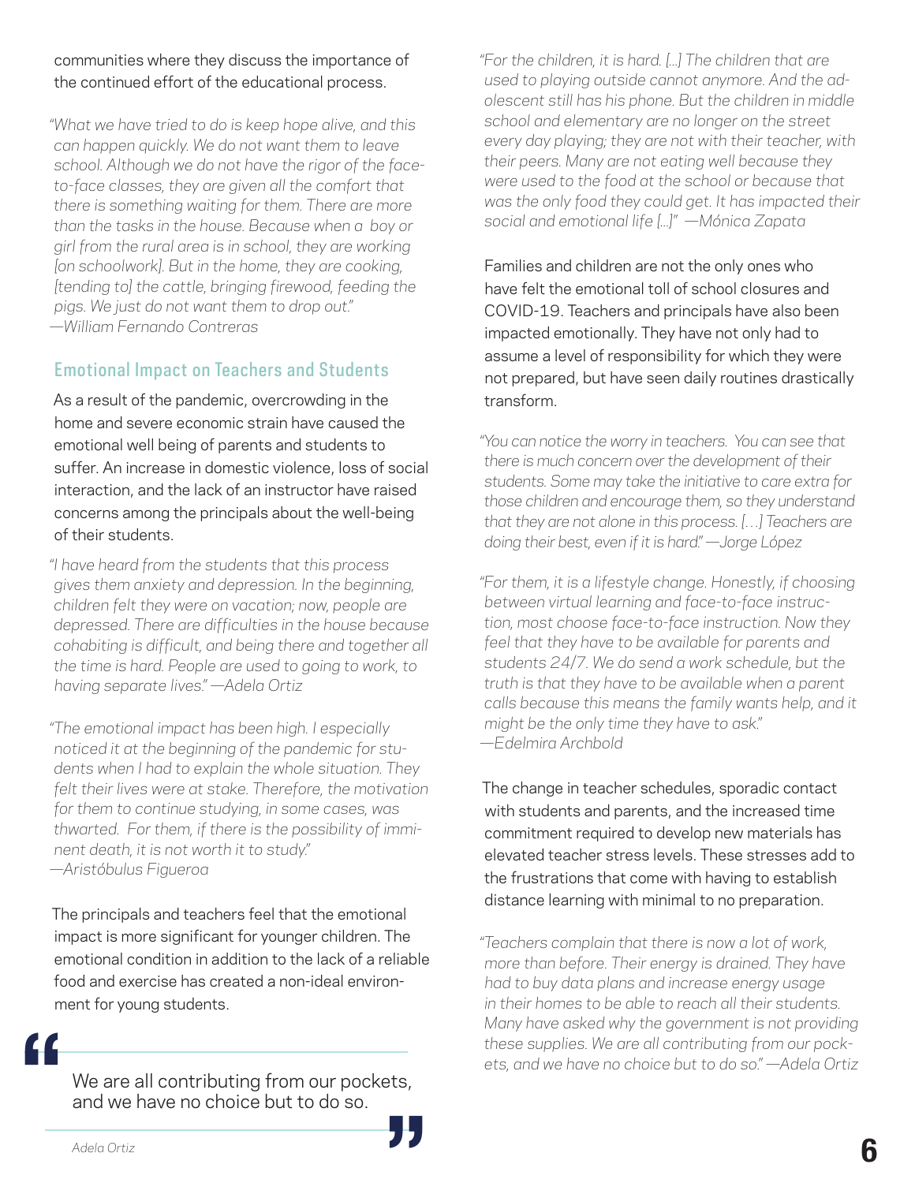communities where they discuss the importance of the continued effort of the educational process.

*"What we have tried to do is keep hope alive, and this can happen quickly. We do not want them to leave school. Although we do not have the rigor of the face-to-face classes, they are given all the comfort that there is something waiting for them. There are more than the tasks in the house. Because when a boy or girl from the rural area is in school, they are working [on schoolwork]. But in the home, they are cooking, [tending to] the cattle, bringing firewood, feeding the pigs. We just do not want them to drop out." —William Fernando Contreras*

## Emotional Impact on Teachers and Students

As a result of the pandemic, overcrowding in the home and severe economic strain have caused the emotional well being of parents and students to suffer. An increase in domestic violence, loss of social interaction, and the lack of an instructor have raised concerns among the principals about the well-being of their students.

*"I have heard from the students that this process gives them anxiety and depression. In the beginning, children felt they were on vacation; now, people are depressed. There are difficulties in the house because cohabiting is difficult, and being there and together all the time is hard. People are used to going to work, to having separate lives." —Adela Ortiz*

*"The emotional impact has been high. I especially noticed it at the beginning of the pandemic for students when I had to explain the whole situation. They felt their lives were at stake. Therefore, the motivation for them to continue studying, in some cases, was thwarted. For them, if there is the possibility of imminent death, it is not worth it to study." —Aristóbulus Figueroa*

The principals and teachers feel that the emotional impact is more significant for younger children. The emotional condition in addition to the lack of a reliable food and exercise has created a non-ideal environment for young students.

> We are all contributing from our pockets, and we have no choice but to do so.
>
> Adela Ortiz

*"For the children, it is hard. [...] The children that are used to playing outside cannot anymore. And the adolescent still has his phone. But the children in middle school and elementary are no longer on the street every day playing; they are not with their teacher, with their peers. Many are not eating well because they were used to the food at the school or because that was the only food they could get. It has impacted their social and emotional life [...]" —Mónica Zapata*

Families and children are not the only ones who have felt the emotional toll of school closures and COVID-19. Teachers and principals have also been impacted emotionally. They have not only had to assume a level of responsibility for which they were not prepared, but have seen daily routines drastically transform.

*"You can notice the worry in teachers. You can see that there is much concern over the development of their students. Some may take the initiative to care extra for those children and encourage them, so they understand that they are not alone in this process. [...] Teachers are doing their best, even if it is hard." —Jorge López*

*"For them, it is a lifestyle change. Honestly, if choosing between virtual learning and face-to-face instruction, most choose face-to-face instruction. Now they feel that they have to be available for parents and students 24/7. We do send a work schedule, but the truth is that they have to be available when a parent calls because this means the family wants help, and it might be the only time they have to ask." —Edelmira Archbold*

The change in teacher schedules, sporadic contact with students and parents, and the increased time commitment required to develop new materials has elevated teacher stress levels. These stresses add to the frustrations that come with having to establish distance learning with minimal to no preparation.

*"Teachers complain that there is now a lot of work, more than before. Their energy is drained. They have had to buy data plans and increase energy usage in their homes to be able to reach all their students. Many have asked why the government is not providing these supplies. We are all contributing from our pockets, and we have no choice but to do so." —Adela Ortiz*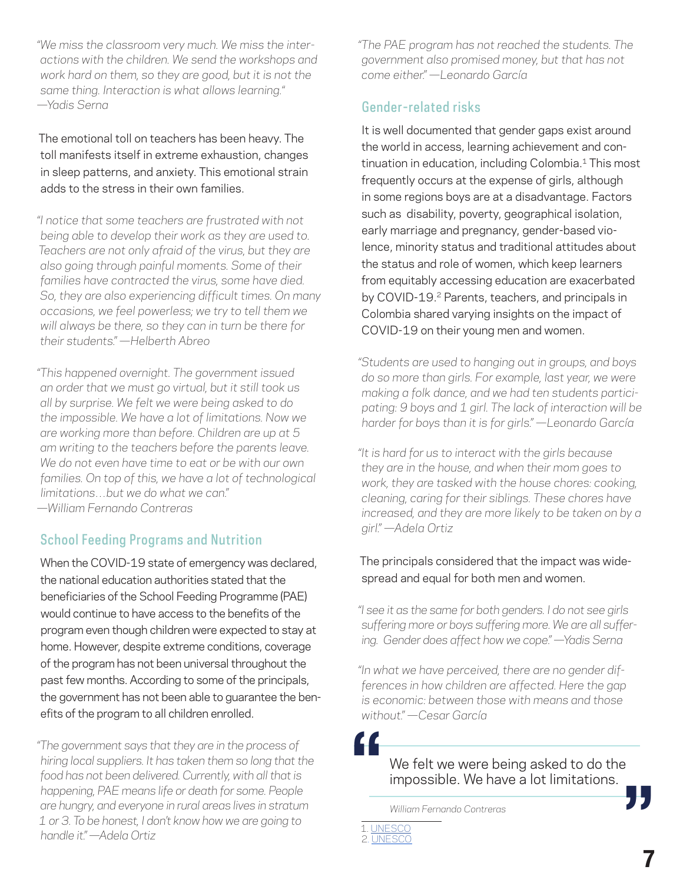*"We miss the classroom very much. We miss the interactions with the children. We send the workshops and work hard on them, so they are good, but it is not the same thing. Interaction is what allows learning." —Yadis Serna*

The emotional toll on teachers has been heavy. The toll manifests itself in extreme exhaustion, changes in sleep patterns, and anxiety. This emotional strain adds to the stress in their own families.

*"I notice that some teachers are frustrated with not being able to develop their work as they are used to. Teachers are not only afraid of the virus, but they are also going through painful moments. Some of their families have contracted the virus, some have died. So, they are also experiencing difficult times. On many occasions, we feel powerless; we try to tell them we will always be there, so they can in turn be there for their students." —Helberth Abreo*

*"This happened overnight. The government issued an order that we must go virtual, but it still took us all by surprise. We felt we were being asked to do the impossible. We have a lot of limitations. Now we are working more than before. Children are up at 5 am writing to the teachers before the parents leave. We do not even have time to eat or be with our own families. On top of this, we have a lot of technological limitations…but we do what we can." —William Fernando Contreras*

## School Feeding Programs and Nutrition

When the COVID-19 state of emergency was declared, the national education authorities stated that the beneficiaries of the School Feeding Programme (PAE) would continue to have access to the benefits of the program even though children were expected to stay at home. However, despite extreme conditions, coverage of the program has not been universal throughout the past few months. According to some of the principals, the government has not been able to guarantee the benefits of the program to all children enrolled.

*"The government says that they are in the process of hiring local suppliers. It has taken them so long that the food has not been delivered. Currently, with all that is happening, PAE means life or death for some. People are hungry, and everyone in rural areas lives in stratum 1 or 3. To be honest, I don't know how we are going to handle it." —Adela Ortiz*

*"The PAE program has not reached the students. The government also promised money, but that has not come either." —Leonardo García*

## Gender-related risks

It is well documented that gender gaps exist around the world in access, learning achievement and continuation in education, including Colombia.[1] This most frequently occurs at the expense of girls, although in some regions boys are at a disadvantage. Factors such as disability, poverty, geographical isolation, early marriage and pregnancy, gender-based violence, minority status and traditional attitudes about the status and role of women, which keep learners from equitably accessing education are exacerbated by COVID-19.[2] Parents, teachers, and principals in Colombia shared varying insights on the impact of COVID-19 on their young men and women.

*"Students are used to hanging out in groups, and boys do so more than girls. For example, last year, we were making a folk dance, and we had ten students participating: 9 boys and 1 girl. The lack of interaction will be harder for boys than it is for girls." —Leonardo García*

*"It is hard for us to interact with the girls because they are in the house, and when their mom goes to work, they are tasked with the house chores: cooking, cleaning, caring for their siblings. These chores have increased, and they are more likely to be taken on by a girl." —Adela Ortiz*

The principals considered that the impact was widespread and equal for both men and women.

*"I see it as the same for both genders. I do not see girls suffering more or boys suffering more. We are all suffering. Gender does affect how we cope." —Yadis Serna*

*"In what we have perceived, there are no gender differences in how children are affected. Here the gap is economic: between those with means and those without." —Cesar García*

> "We felt we were being asked to do the impossible. We have a lot limitations."
>
> *William Fernando Contreras*

1. UNESCO
2. UNESCO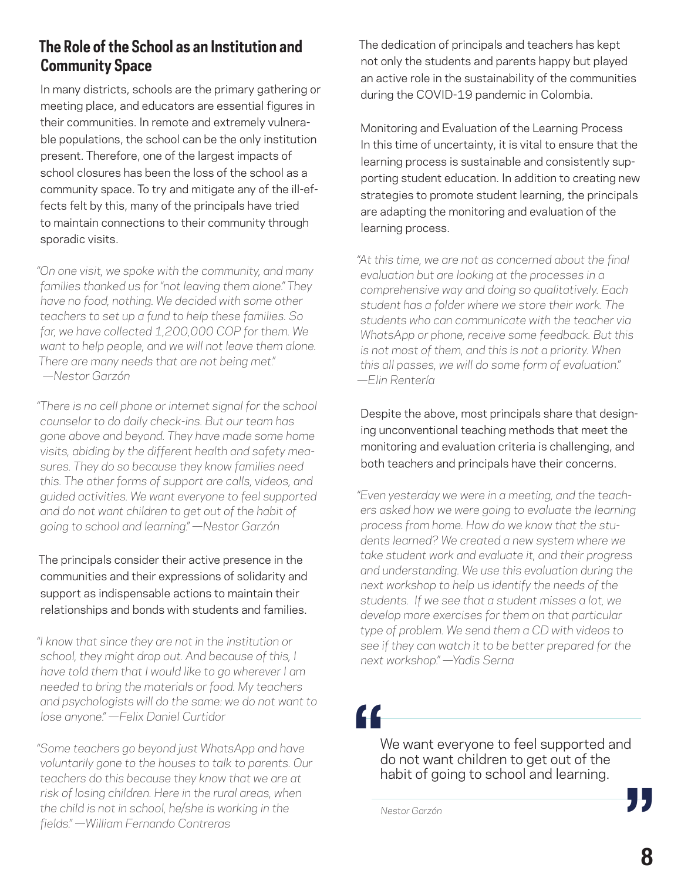## The Role of the School as an Institution and Community Space

In many districts, schools are the primary gathering or meeting place, and educators are essential figures in their communities. In remote and extremely vulnerable populations, the school can be the only institution present. Therefore, one of the largest impacts of school closures has been the loss of the school as a community space. To try and mitigate any of the ill-effects felt by this, many of the principals have tried to maintain connections to their community through sporadic visits.

*"On one visit, we spoke with the community, and many families thanked us for "not leaving them alone." They have no food, nothing. We decided with some other teachers to set up a fund to help these families. So far, we have collected 1,200,000 COP for them. We want to help people, and we will not leave them alone. There are many needs that are not being met." —Nestor Garzón*

*"There is no cell phone or internet signal for the school counselor to do daily check-ins. But our team has gone above and beyond. They have made some home visits, abiding by the different health and safety measures. They do so because they know families need this. The other forms of support are calls, videos, and guided activities. We want everyone to feel supported and do not want children to get out of the habit of going to school and learning." —Nestor Garzón*

The principals consider their active presence in the communities and their expressions of solidarity and support as indispensable actions to maintain their relationships and bonds with students and families.

*"I know that since they are not in the institution or school, they might drop out. And because of this, I have told them that I would like to go wherever I am needed to bring the materials or food. My teachers and psychologists will do the same: we do not want to lose anyone." —Felix Daniel Curtidor*

*"Some teachers go beyond just WhatsApp and have voluntarily gone to the houses to talk to parents. Our teachers do this because they know that we are at risk of losing children. Here in the rural areas, when the child is not in school, he/she is working in the fields." —William Fernando Contreras*

The dedication of principals and teachers has kept not only the students and parents happy but played an active role in the sustainability of the communities during the COVID-19 pandemic in Colombia.

Monitoring and Evaluation of the Learning Process

In this time of uncertainty, it is vital to ensure that the learning process is sustainable and consistently supporting student education. In addition to creating new strategies to promote student learning, the principals are adapting the monitoring and evaluation of the learning process.

*"At this time, we are not as concerned about the final evaluation but are looking at the processes in a comprehensive way and doing so qualitatively. Each student has a folder where we store their work. The students who can communicate with the teacher via WhatsApp or phone, receive some feedback. But this is not most of them, and this is not a priority. When this all passes, we will do some form of evaluation." —Elin Rentería*

Despite the above, most principals share that designing unconventional teaching methods that meet the monitoring and evaluation criteria is challenging, and both teachers and principals have their concerns.

*"Even yesterday we were in a meeting, and the teachers asked how we were going to evaluate the learning process from home. How do we know that the students learned? We created a new system where we take student work and evaluate it, and their progress and understanding. We use this evaluation during the next workshop to help us identify the needs of the students. If we see that a student misses a lot, we develop more exercises for them on that particular type of problem. We send them a CD with videos to see if they can watch it to be better prepared for the next workshop." —Yadis Serna*

> We want everyone to feel supported and do not want children to get out of the habit of going to school and learning.
>
> *Nestor Garzón*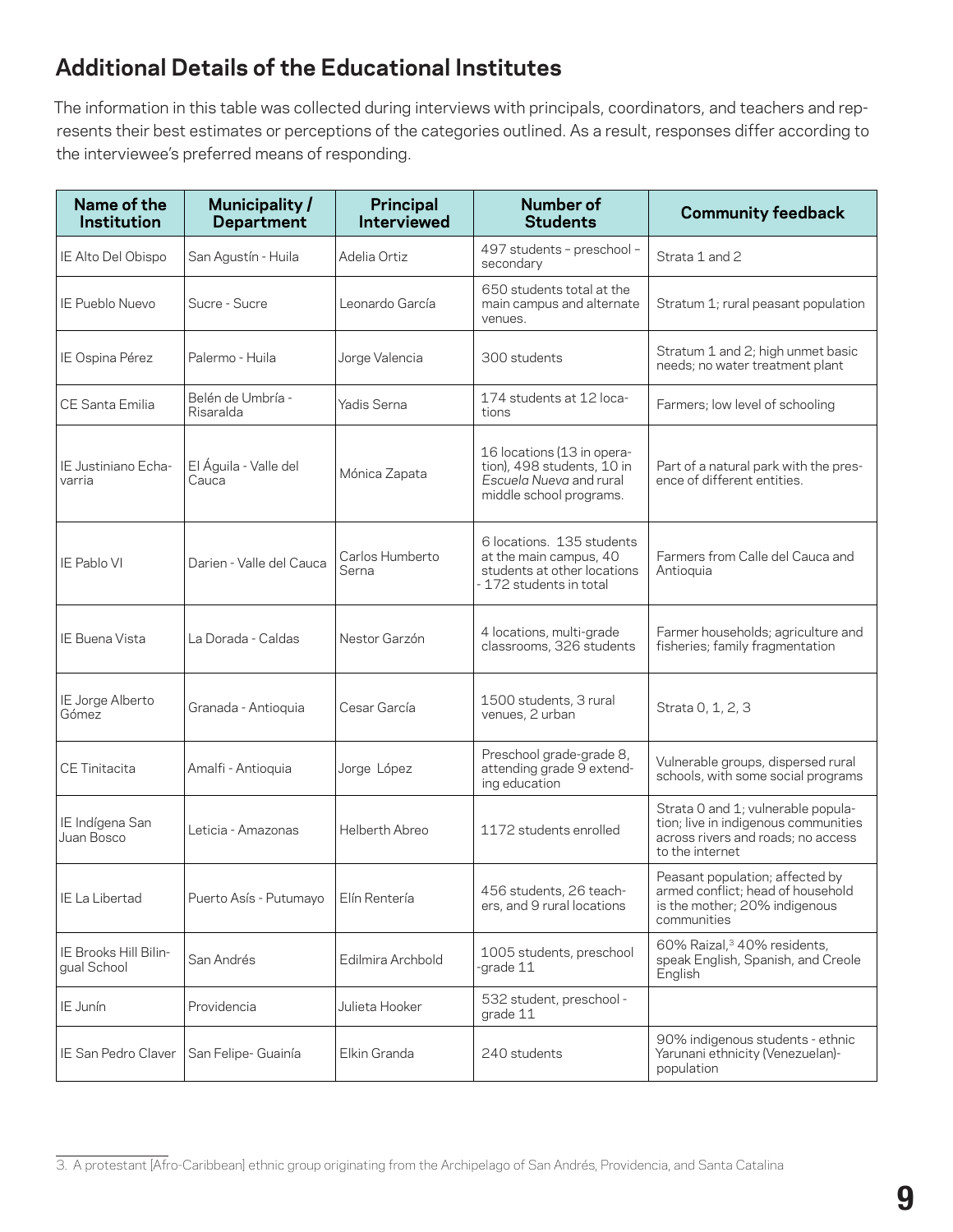## Additional Details of the Educational Institutes

The information in this table was collected during interviews with principals, coordinators, and teachers and represents their best estimates or perceptions of the categories outlined. As a result, responses differ according to the interviewee's preferred means of responding.

| Name of the Institution | Municipality / Department | Principal Interviewed | Number of Students | Community feedback |
|---|---|---|---|---|
| IE Alto Del Obispo | San Agustín - Huila | Adelia Ortiz | 497 students – preschool – secondary | Strata 1 and 2 |
| IE Pueblo Nuevo | Sucre - Sucre | Leonardo García | 650 students total at the main campus and alternate venues. | Stratum 1; rural peasant population |
| IE Ospina Pérez | Palermo - Huila | Jorge Valencia | 300 students | Stratum 1 and 2; high unmet basic needs; no water treatment plant |
| CE Santa Emilia | Belén de Umbría - Risaralda | Yadis Serna | 174 students at 12 locations | Farmers; low level of schooling |
| IE Justiniano Echavarria | El Águila - Valle del Cauca | Mónica Zapata | 16 locations (13 in operation), 498 students, 10 in *Escuela Nueva* and rural middle school programs. | Part of a natural park with the presence of different entities. |
| IE Pablo VI | Darien - Valle del Cauca | Carlos Humberto Serna | 6 locations. 135 students at the main campus, 40 students at other locations - 172 students in total | Farmers from Calle del Cauca and Antioquia |
| IE Buena Vista | La Dorada - Caldas | Nestor Garzón | 4 locations, multi-grade classrooms, 326 students | Farmer households; agriculture and fisheries; family fragmentation |
| IE Jorge Alberto Gómez | Granada - Antioquia | Cesar García | 1500 students, 3 rural venues, 2 urban | Strata 0, 1, 2, 3 |
| CE Tinitacita | Amalfi - Antioquia | Jorge López | Preschool grade-grade 8, attending grade 9 extending education | Vulnerable groups, dispersed rural schools, with some social programs |
| IE Indígena San Juan Bosco | Leticia - Amazonas | Helberth Abreo | 1172 students enrolled | Strata 0 and 1; vulnerable population; live in indigenous communities across rivers and roads; no access to the internet |
| IE La Libertad | Puerto Asís - Putumayo | Elín Rentería | 456 students, 26 teachers, and 9 rural locations | Peasant population; affected by armed conflict; head of household is the mother; 20% indigenous communities |
| IE Brooks Hill Bilingual School | San Andrés | Edilmira Archbold | 1005 students, preschool -grade 11 | 60% Raizal,[3] 40% residents, speak English, Spanish, and Creole English |
| IE Junín | Providencia | Julieta Hooker | 532 student, preschool - grade 11 | |
| IE San Pedro Claver | San Felipe- Guainía | Elkin Granda | 240 students | 90% indigenous students - ethnic Yarunani ethnicity (Venezuelan)- population |

3. A protestant [Afro-Caribbean] ethnic group originating from the Archipelago of San Andrés, Providencia, and Santa Catalina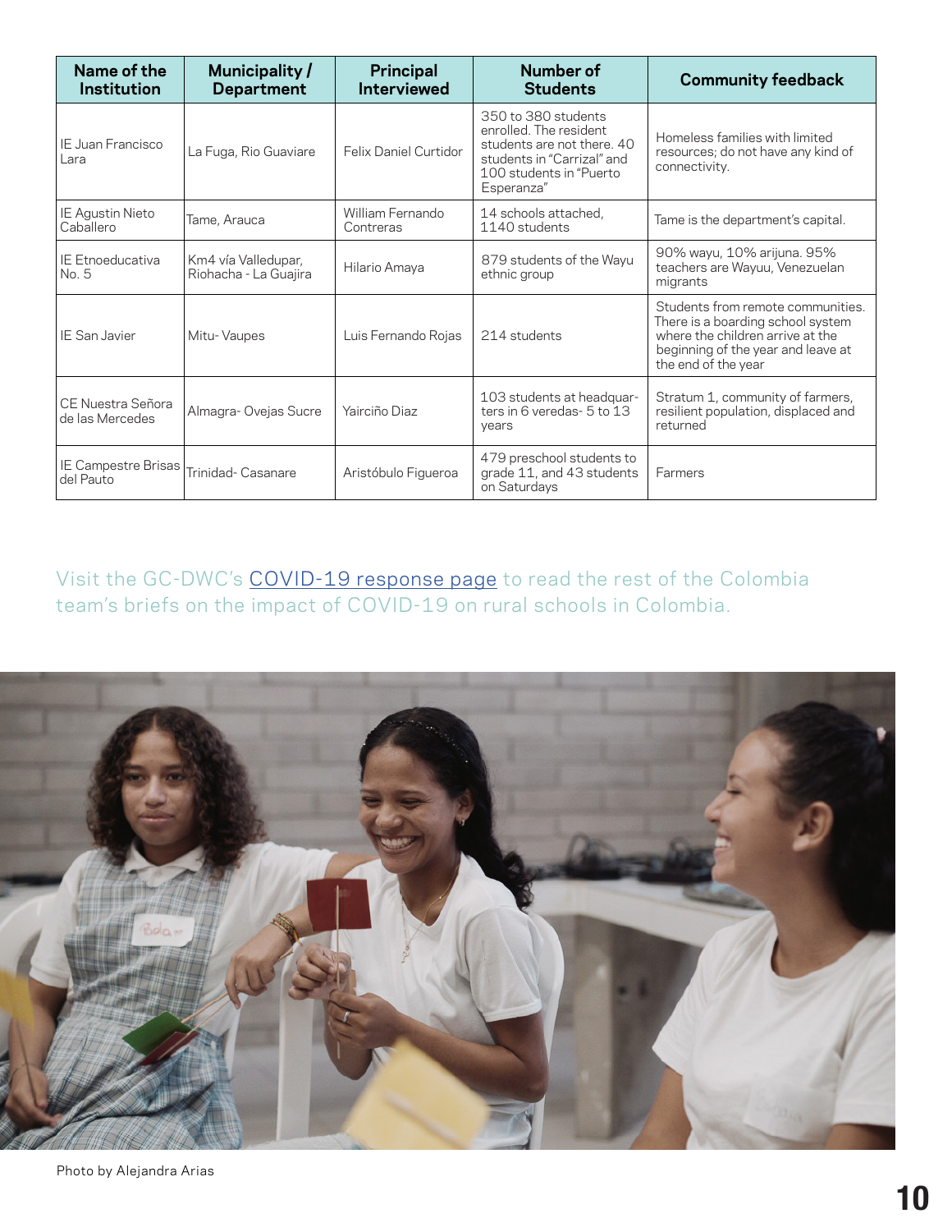| Name of the Institution | Municipality / Department | Principal Interviewed | Number of Students | Community feedback |
|---|---|---|---|---|
| IE Juan Francisco Lara | La Fuga, Rio Guaviare | Felix Daniel Curtidor | 350 to 380 students enrolled. The resident students are not there. 40 students in "Carrizal" and 100 students in "Puerto Esperanza" | Homeless families with limited resources; do not have any kind of connectivity. |
| IE Agustin Nieto Caballero | Tame, Arauca | William Fernando Contreras | 14 schools attached, 1140 students | Tame is the department's capital. |
| IE Etnoeducativa No. 5 | Km4 vía Valledupar, Riohacha - La Guajira | Hilario Amaya | 879 students of the Wayu ethnic group | 90% wayu, 10% arijuna. 95% teachers are Wayuu, Venezuelan migrants |
| IE San Javier | Mitu- Vaupes | Luis Fernando Rojas | 214 students | Students from remote communities. There is a boarding school system where the children arrive at the beginning of the year and leave at the end of the year |
| CE Nuestra Señora de las Mercedes | Almagra- Ovejas Sucre | Yairciño Diaz | 103 students at headquarters in 6 veredas- 5 to 13 years | Stratum 1, community of farmers, resilient population, displaced and returned |
| IE Campestre Brisas del Pauto | Trinidad- Casanare | Aristóbulo Figueroa | 479 preschool students to grade 11, and 43 students on Saturdays | Farmers |

Visit the GC-DWC's COVID-19 response page to read the rest of the Colombia team's briefs on the impact of COVID-19 on rural schools in Colombia.

Photo by Alejandra Arias